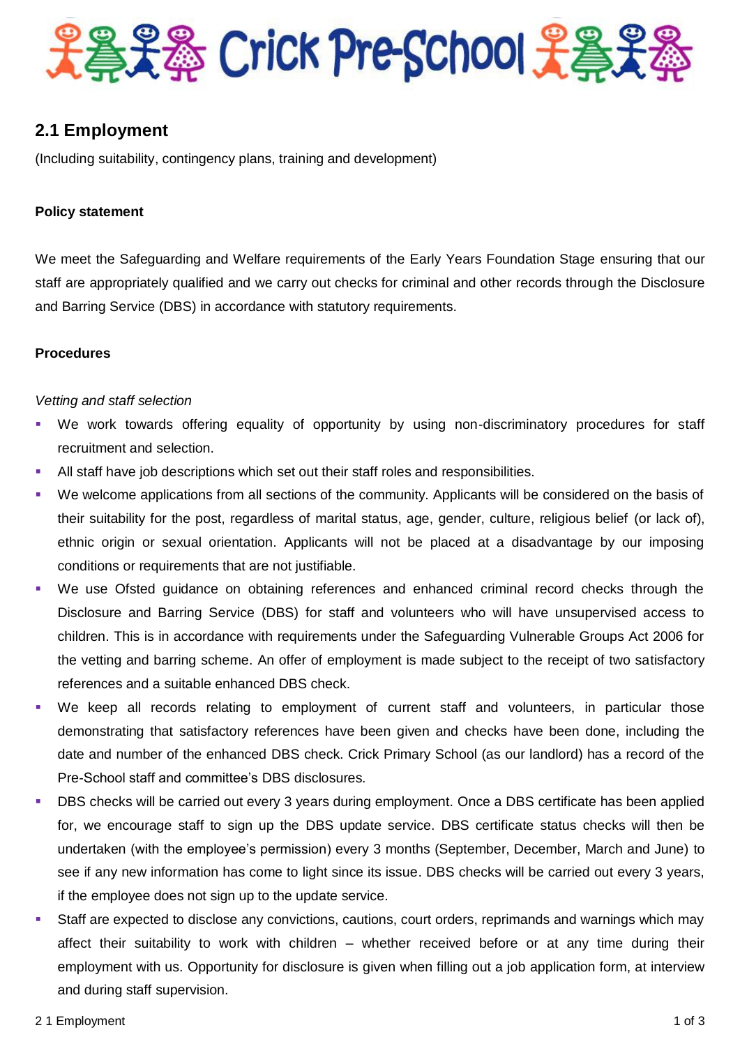# Crick Pre-School

## 2.1 Employment

(Including suitability, contingency plans, training and development)

**Policy statement**

We meet the Safeguarding and Welfare requirements of the Early Years Foundation Stage ensuring that our staff are appropriately qualified and we carry out checks for criminal and other records through the Disclosure and Barring Service (DBS) in accordance with statutory requirements.

**Procedures**

*Vetting and staff selection*

- We work towards offering equality of opportunity by using non-discriminatory procedures for staff recruitment and selection.
- All staff have job descriptions which set out their staff roles and responsibilities.
- We welcome applications from all sections of the community. Applicants will be considered on the basis of their suitability for the post, regardless of marital status, age, gender, culture, religious belief (or lack of), ethnic origin or sexual orientation. Applicants will not be placed at a disadvantage by our imposing conditions or requirements that are not justifiable.
- We use Ofsted guidance on obtaining references and enhanced criminal record checks through the Disclosure and Barring Service (DBS) for staff and volunteers who will have unsupervised access to children. This is in accordance with requirements under the Safeguarding Vulnerable Groups Act 2006 for the vetting and barring scheme. An offer of employment is made subject to the receipt of two satisfactory references and a suitable enhanced DBS check.
- We keep all records relating to employment of current staff and volunteers, in particular those demonstrating that satisfactory references have been given and checks have been done, including the date and number of the enhanced DBS check. Crick Primary School (as our landlord) has a record of the Pre-School staff and committee's DBS disclosures.
- DBS checks will be carried out every 3 years during employment. Once a DBS certificate has been applied for, we encourage staff to sign up the DBS update service. DBS certificate status checks will then be undertaken (with the employee's permission) every 3 months (September, December, March and June) to see if any new information has come to light since its issue. DBS checks will be carried out every 3 years, if the employee does not sign up to the update service.
- Staff are expected to disclose any convictions, cautions, court orders, reprimands and warnings which may affect their suitability to work with children – whether received before or at any time during their employment with us. Opportunity for disclosure is given when filling out a job application form, at interview and during staff supervision.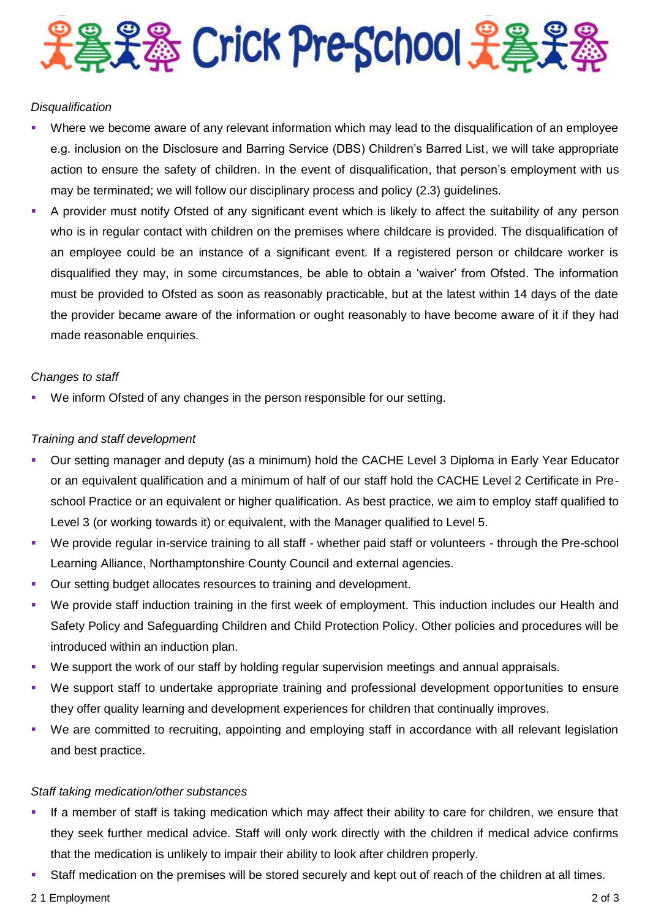*Disqualification*

- Where we become aware of any relevant information which may lead to the disqualification of an employee e.g. inclusion on the Disclosure and Barring Service (DBS) Children's Barred List, we will take appropriate action to ensure the safety of children. In the event of disqualification, that person's employment with us may be terminated; we will follow our disciplinary process and policy (2.3) guidelines.
- A provider must notify Ofsted of any significant event which is likely to affect the suitability of any person who is in regular contact with children on the premises where childcare is provided. The disqualification of an employee could be an instance of a significant event. If a registered person or childcare worker is disqualified they may, in some circumstances, be able to obtain a 'waiver' from Ofsted. The information must be provided to Ofsted as soon as reasonably practicable, but at the latest within 14 days of the date the provider became aware of the information or ought reasonably to have become aware of it if they had made reasonable enquiries.

*Changes to staff*

- We inform Ofsted of any changes in the person responsible for our setting.

*Training and staff development*

- Our setting manager and deputy (as a minimum) hold the CACHE Level 3 Diploma in Early Year Educator or an equivalent qualification and a minimum of half of our staff hold the CACHE Level 2 Certificate in Pre-school Practice or an equivalent or higher qualification. As best practice, we aim to employ staff qualified to Level 3 (or working towards it) or equivalent, with the Manager qualified to Level 5.
- We provide regular in-service training to all staff - whether paid staff or volunteers - through the Pre-school Learning Alliance, Northamptonshire County Council and external agencies.
- Our setting budget allocates resources to training and development.
- We provide staff induction training in the first week of employment. This induction includes our Health and Safety Policy and Safeguarding Children and Child Protection Policy. Other policies and procedures will be introduced within an induction plan.
- We support the work of our staff by holding regular supervision meetings and annual appraisals.
- We support staff to undertake appropriate training and professional development opportunities to ensure they offer quality learning and development experiences for children that continually improves.
- We are committed to recruiting, appointing and employing staff in accordance with all relevant legislation and best practice.

*Staff taking medication/other substances*

- If a member of staff is taking medication which may affect their ability to care for children, we ensure that they seek further medical advice. Staff will only work directly with the children if medical advice confirms that the medication is unlikely to impair their ability to look after children properly.
- Staff medication on the premises will be stored securely and kept out of reach of the children at all times.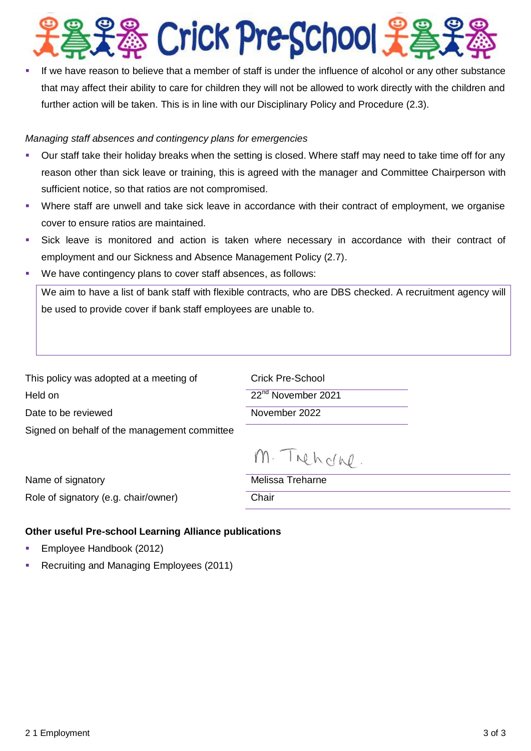- If we have reason to believe that a member of staff is under the influence of alcohol or any other substance that may affect their ability to care for children they will not be allowed to work directly with the children and further action will be taken. This is in line with our Disciplinary Policy and Procedure (2.3).

*Managing staff absences and contingency plans for emergencies*

- Our staff take their holiday breaks when the setting is closed. Where staff may need to take time off for any reason other than sick leave or training, this is agreed with the manager and Committee Chairperson with sufficient notice, so that ratios are not compromised.
- Where staff are unwell and take sick leave in accordance with their contract of employment, we organise cover to ensure ratios are maintained.
- Sick leave is monitored and action is taken where necessary in accordance with their contract of employment and our Sickness and Absence Management Policy (2.7).
- We have contingency plans to cover staff absences, as follows:

We aim to have a list of bank staff with flexible contracts, who are DBS checked. A recruitment agency will be used to provide cover if bank staff employees are unable to.

| | |
|---|---|
| This policy was adopted at a meeting of | Crick Pre-School |
| Held on | 22nd November 2021 |
| Date to be reviewed | November 2022 |
| Signed on behalf of the management committee | M. Treharne. |
| Name of signatory | Melissa Treharne |
| Role of signatory (e.g. chair/owner) | Chair |

**Other useful Pre-school Learning Alliance publications**

- Employee Handbook (2012)
- Recruiting and Managing Employees (2011)